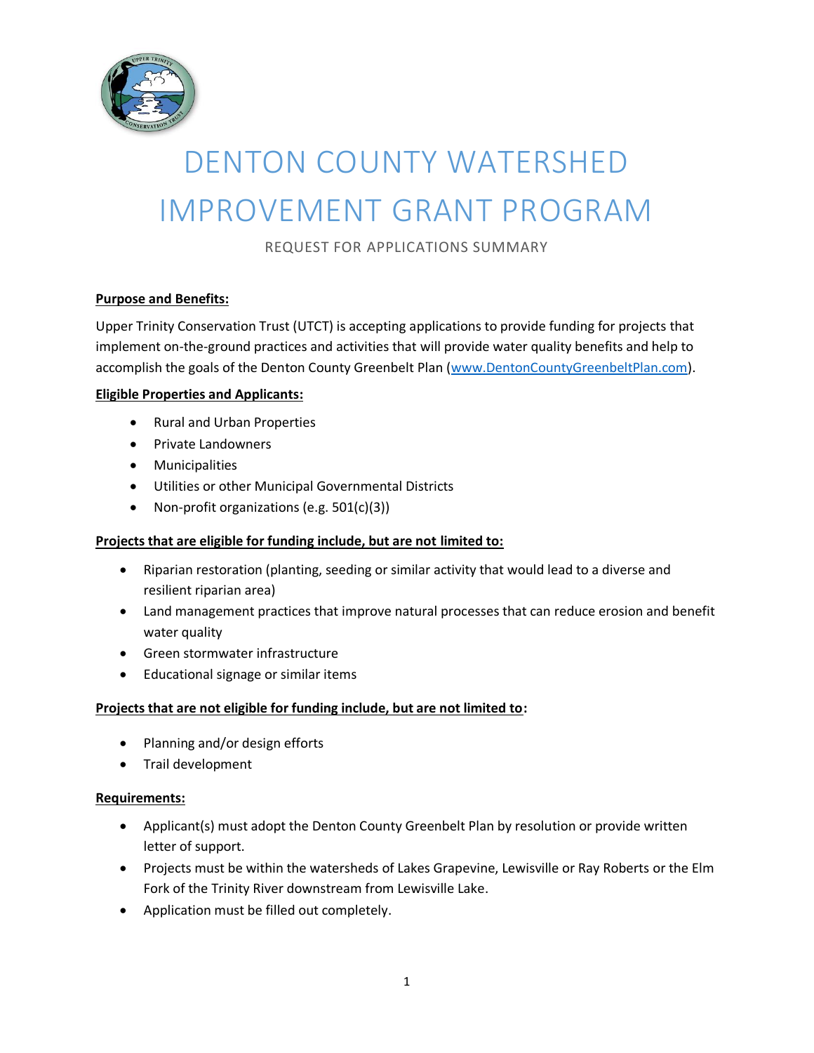# DENTON COUNTY WATERSHED IMPROVEMENT GRANT PROGRAM

REQUEST FOR APPLICATIONS SUMMARY

**Purpose and Benefits:**

Upper Trinity Conservation Trust (UTCT) is accepting applications to provide funding for projects that implement on-the-ground practices and activities that will provide water quality benefits and help to accomplish the goals of the Denton County Greenbelt Plan (www.DentonCountyGreenbeltPlan.com).

**Eligible Properties and Applicants:**

- Rural and Urban Properties
- Private Landowners
- Municipalities
- Utilities or other Municipal Governmental Districts
- Non-profit organizations (e.g. 501(c)(3))

**Projects that are eligible for funding include, but are not limited to:**

- Riparian restoration (planting, seeding or similar activity that would lead to a diverse and resilient riparian area)
- Land management practices that improve natural processes that can reduce erosion and benefit water quality
- Green stormwater infrastructure
- Educational signage or similar items

**Projects that are not eligible for funding include, but are not limited to:**

- Planning and/or design efforts
- Trail development

**Requirements:**

- Applicant(s) must adopt the Denton County Greenbelt Plan by resolution or provide written letter of support.
- Projects must be within the watersheds of Lakes Grapevine, Lewisville or Ray Roberts or the Elm Fork of the Trinity River downstream from Lewisville Lake.
- Application must be filled out completely.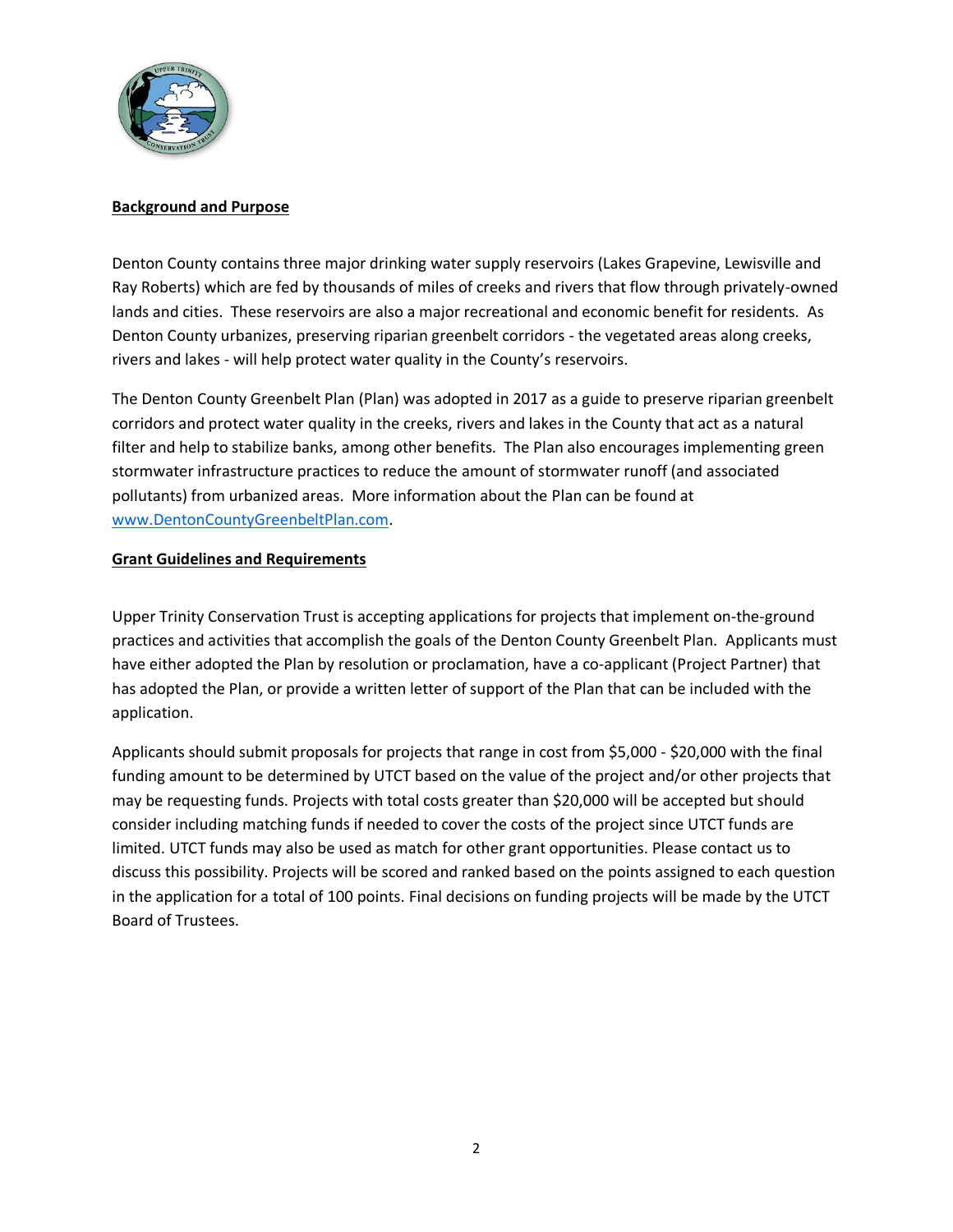## Background and Purpose

Denton County contains three major drinking water supply reservoirs (Lakes Grapevine, Lewisville and Ray Roberts) which are fed by thousands of miles of creeks and rivers that flow through privately-owned lands and cities. These reservoirs are also a major recreational and economic benefit for residents. As Denton County urbanizes, preserving riparian greenbelt corridors - the vegetated areas along creeks, rivers and lakes - will help protect water quality in the County's reservoirs.

The Denton County Greenbelt Plan (Plan) was adopted in 2017 as a guide to preserve riparian greenbelt corridors and protect water quality in the creeks, rivers and lakes in the County that act as a natural filter and help to stabilize banks, among other benefits. The Plan also encourages implementing green stormwater infrastructure practices to reduce the amount of stormwater runoff (and associated pollutants) from urbanized areas. More information about the Plan can be found at [www.DentonCountyGreenbeltPlan.com](http://www.DentonCountyGreenbeltPlan.com).

## Grant Guidelines and Requirements

Upper Trinity Conservation Trust is accepting applications for projects that implement on-the-ground practices and activities that accomplish the goals of the Denton County Greenbelt Plan. Applicants must have either adopted the Plan by resolution or proclamation, have a co-applicant (Project Partner) that has adopted the Plan, or provide a written letter of support of the Plan that can be included with the application.

Applicants should submit proposals for projects that range in cost from $5,000 - $20,000 with the final funding amount to be determined by UTCT based on the value of the project and/or other projects that may be requesting funds. Projects with total costs greater than $20,000 will be accepted but should consider including matching funds if needed to cover the costs of the project since UTCT funds are limited. UTCT funds may also be used as match for other grant opportunities. Please contact us to discuss this possibility. Projects will be scored and ranked based on the points assigned to each question in the application for a total of 100 points. Final decisions on funding projects will be made by the UTCT Board of Trustees.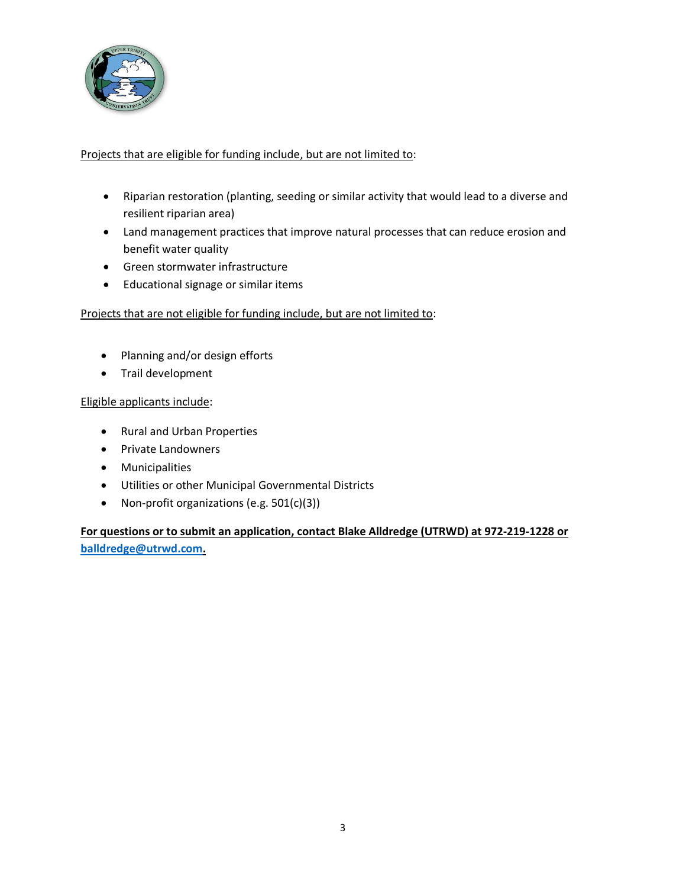<u>Projects that are eligible for funding include, but are not limited to</u>:

- Riparian restoration (planting, seeding or similar activity that would lead to a diverse and resilient riparian area)
- Land management practices that improve natural processes that can reduce erosion and benefit water quality
- Green stormwater infrastructure
- Educational signage or similar items

<u>Projects that are not eligible for funding include, but are not limited to</u>:

- Planning and/or design efforts
- Trail development

<u>Eligible applicants include</u>:

- Rural and Urban Properties
- Private Landowners
- Municipalities
- Utilities or other Municipal Governmental Districts
- Non-profit organizations (e.g. 501(c)(3))

**For questions or to submit an application, contact Blake Alldredge (UTRWD) at 972-219-1228 or [balldredge@utrwd.com](mailto:balldredge@utrwd.com).**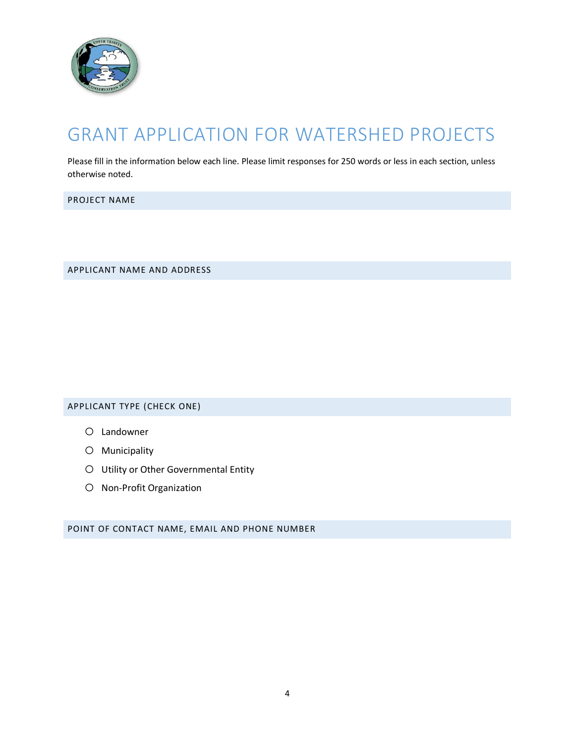# GRANT APPLICATION FOR WATERSHED PROJECTS

Please fill in the information below each line. Please limit responses for 250 words or less in each section, unless otherwise noted.

## PROJECT NAME

## APPLICANT NAME AND ADDRESS

## APPLICANT TYPE (CHECK ONE)

- ○ Landowner
- ○ Municipality
- ○ Utility or Other Governmental Entity
- ○ Non-Profit Organization

## POINT OF CONTACT NAME, EMAIL AND PHONE NUMBER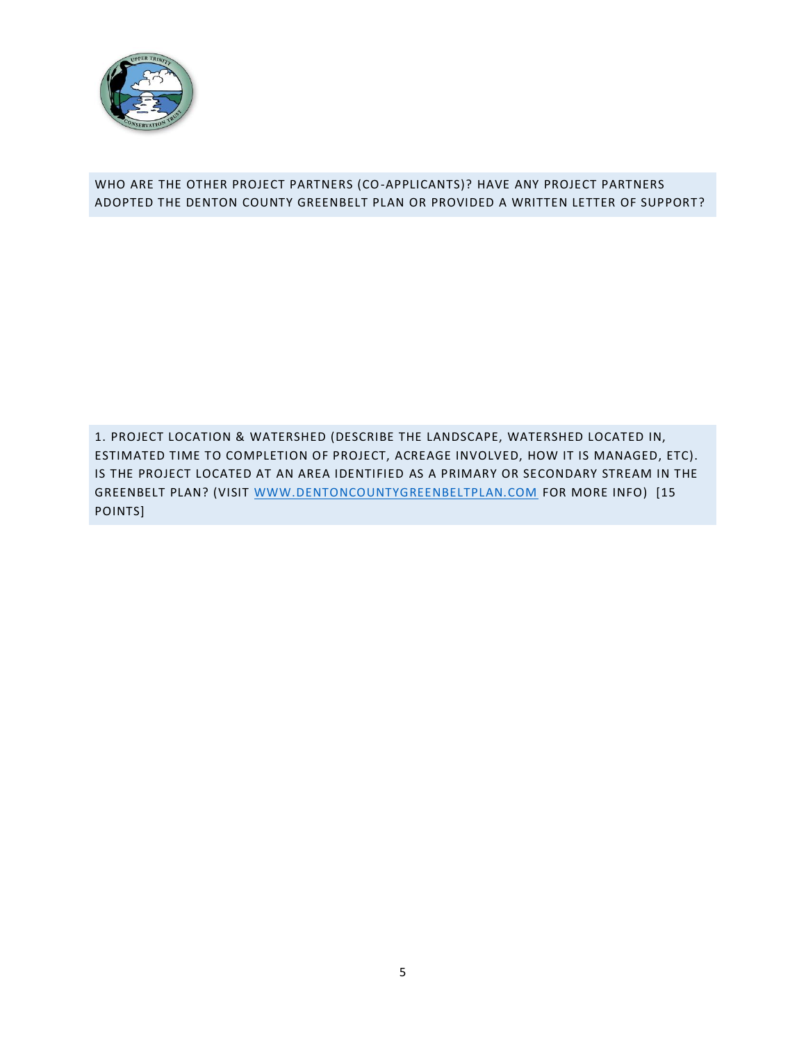WHO ARE THE OTHER PROJECT PARTNERS (CO-APPLICANTS)? HAVE ANY PROJECT PARTNERS ADOPTED THE DENTON COUNTY GREENBELT PLAN OR PROVIDED A WRITTEN LETTER OF SUPPORT?

1. PROJECT LOCATION & WATERSHED (DESCRIBE THE LANDSCAPE, WATERSHED LOCATED IN, ESTIMATED TIME TO COMPLETION OF PROJECT, ACREAGE INVOLVED, HOW IT IS MANAGED, ETC). IS THE PROJECT LOCATED AT AN AREA IDENTIFIED AS A PRIMARY OR SECONDARY STREAM IN THE GREENBELT PLAN? (VISIT [WWW.DENTONCOUNTYGREENBELTPLAN.COM](http://www.dentoncountygreenbeltplan.com) FOR MORE INFO) [15 POINTS]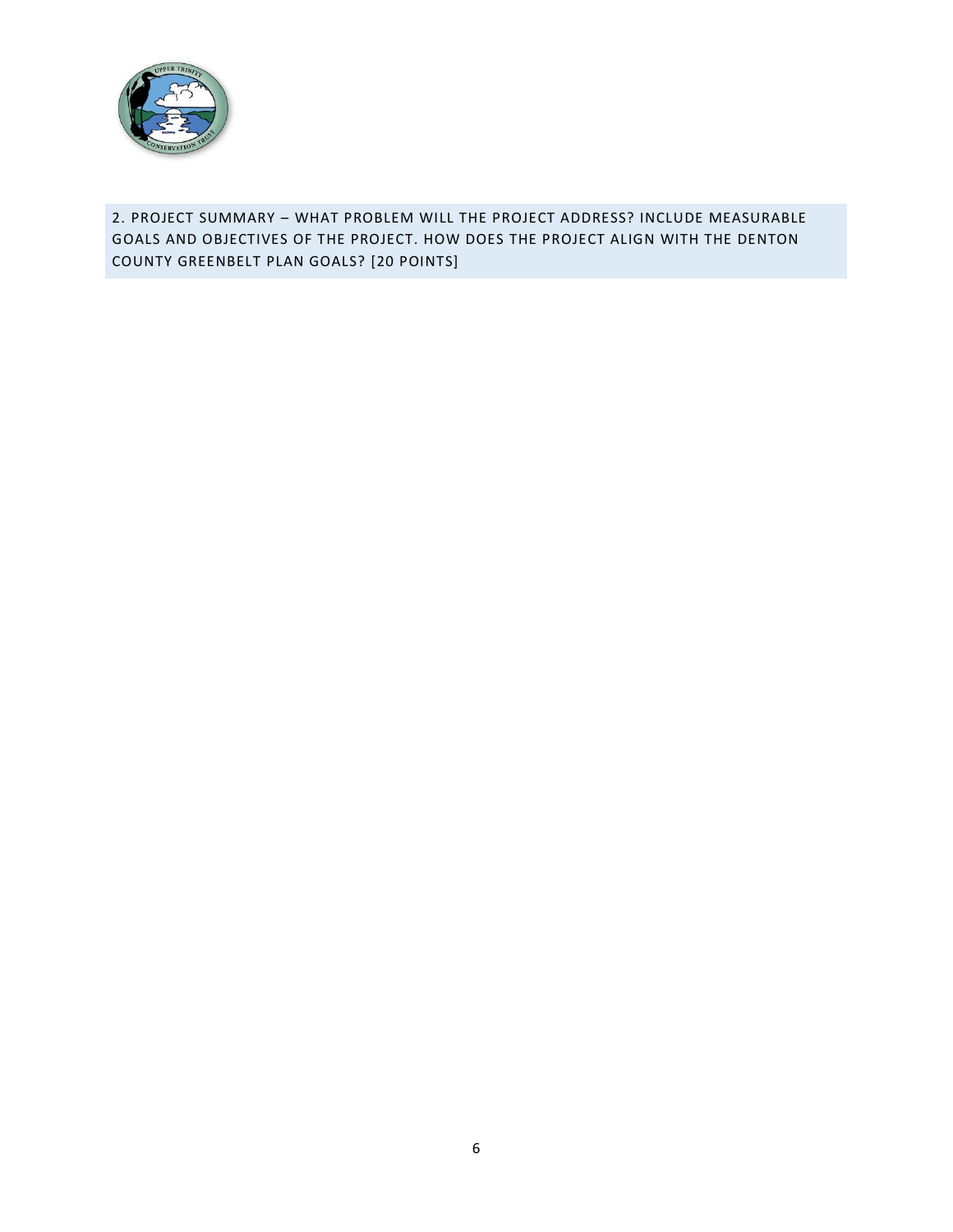## 2. PROJECT SUMMARY – WHAT PROBLEM WILL THE PROJECT ADDRESS? INCLUDE MEASURABLE GOALS AND OBJECTIVES OF THE PROJECT. HOW DOES THE PROJECT ALIGN WITH THE DENTON COUNTY GREENBELT PLAN GOALS? [20 POINTS]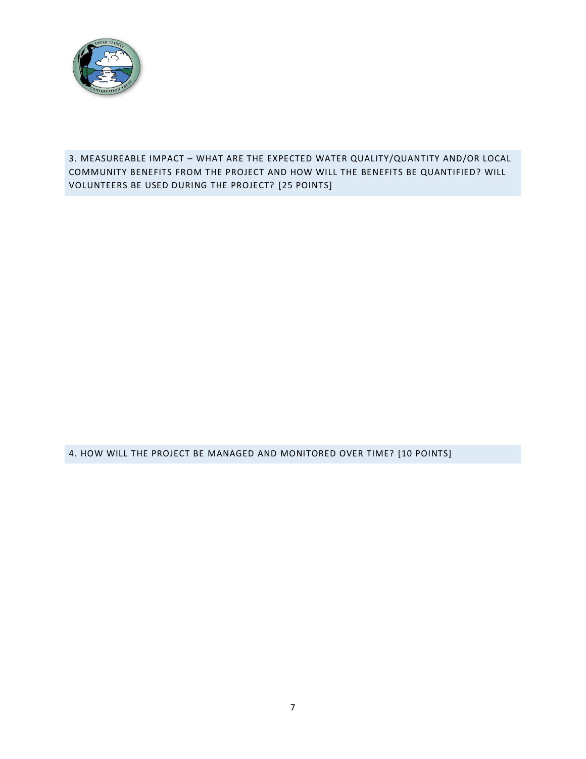## 3. MEASUREABLE IMPACT – WHAT ARE THE EXPECTED WATER QUALITY/QUANTITY AND/OR LOCAL COMMUNITY BENEFITS FROM THE PROJECT AND HOW WILL THE BENEFITS BE QUANTIFIED? WILL VOLUNTEERS BE USED DURING THE PROJECT? [25 POINTS]

## 4. HOW WILL THE PROJECT BE MANAGED AND MONITORED OVER TIME? [10 POINTS]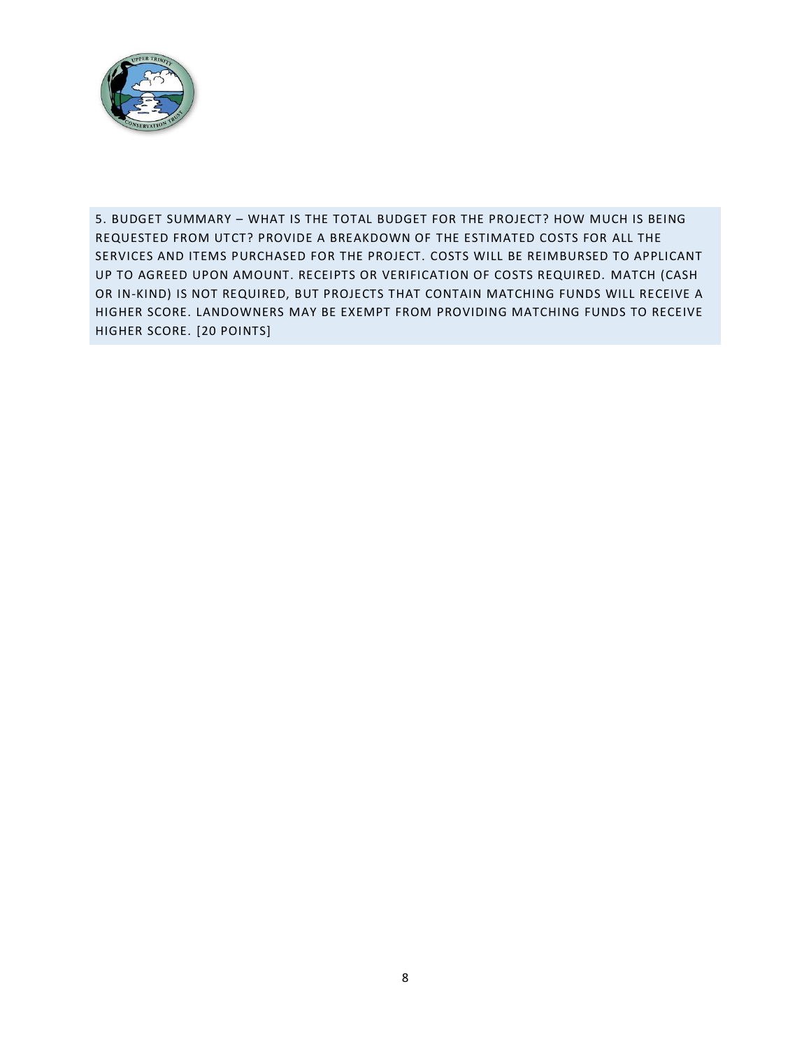5. BUDGET SUMMARY – WHAT IS THE TOTAL BUDGET FOR THE PROJECT? HOW MUCH IS BEING REQUESTED FROM UTCT? PROVIDE A BREAKDOWN OF THE ESTIMATED COSTS FOR ALL THE SERVICES AND ITEMS PURCHASED FOR THE PROJECT. COSTS WILL BE REIMBURSED TO APPLICANT UP TO AGREED UPON AMOUNT. RECEIPTS OR VERIFICATION OF COSTS REQUIRED. MATCH (CASH OR IN-KIND) IS NOT REQUIRED, BUT PROJECTS THAT CONTAIN MATCHING FUNDS WILL RECEIVE A HIGHER SCORE. LANDOWNERS MAY BE EXEMPT FROM PROVIDING MATCHING FUNDS TO RECEIVE HIGHER SCORE. [20 POINTS]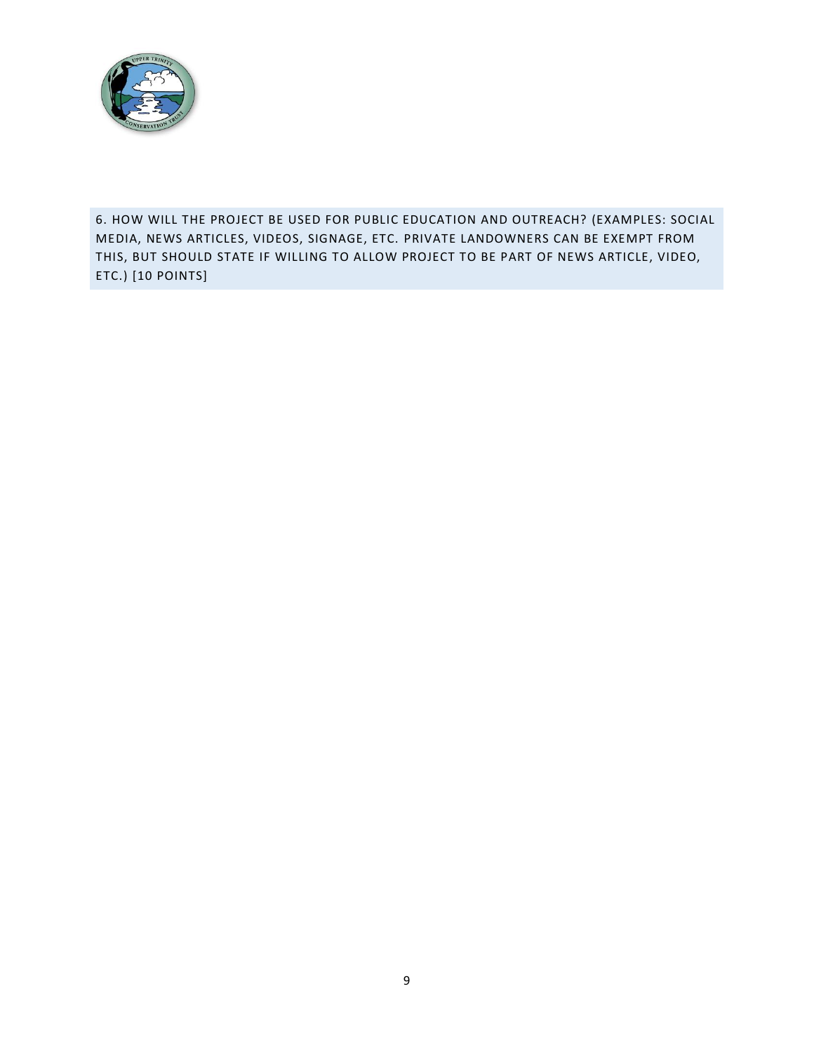6. HOW WILL THE PROJECT BE USED FOR PUBLIC EDUCATION AND OUTREACH? (EXAMPLES: SOCIAL MEDIA, NEWS ARTICLES, VIDEOS, SIGNAGE, ETC. PRIVATE LANDOWNERS CAN BE EXEMPT FROM THIS, BUT SHOULD STATE IF WILLING TO ALLOW PROJECT TO BE PART OF NEWS ARTICLE, VIDEO, ETC.) [10 POINTS]